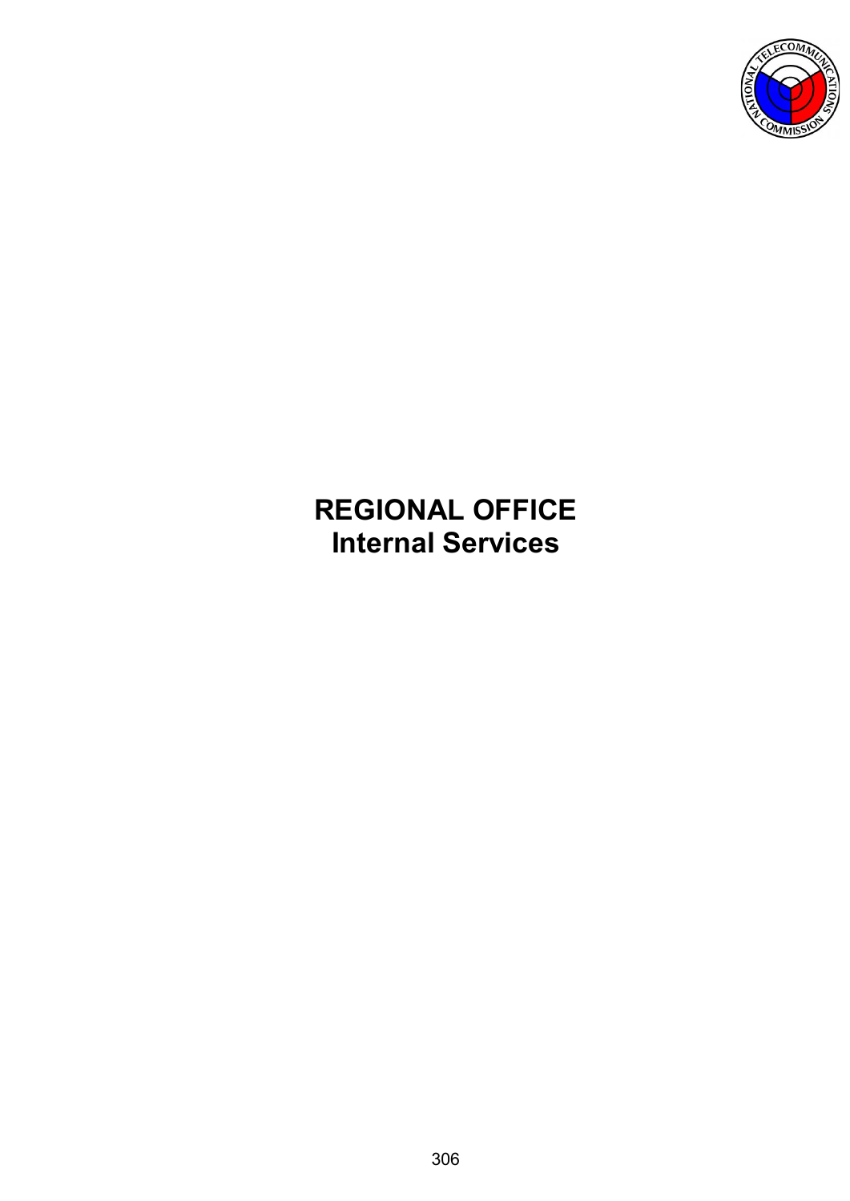# REGIONAL OFFICE
## Internal Services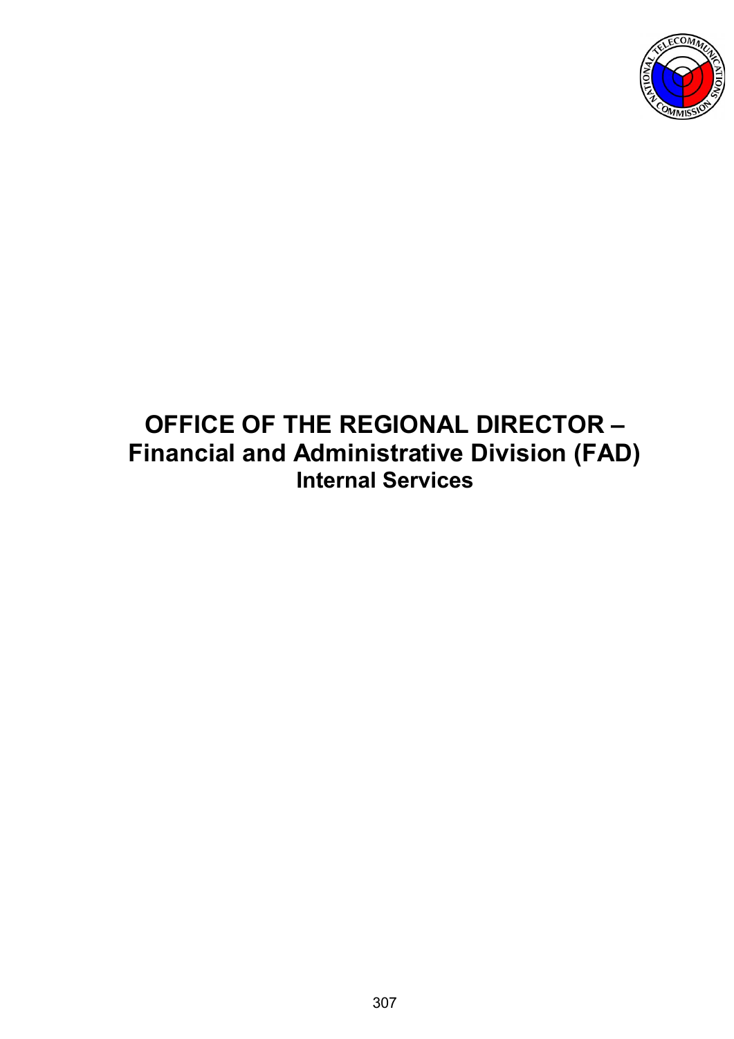# OFFICE OF THE REGIONAL DIRECTOR – Financial and Administrative Division (FAD)

## Internal Services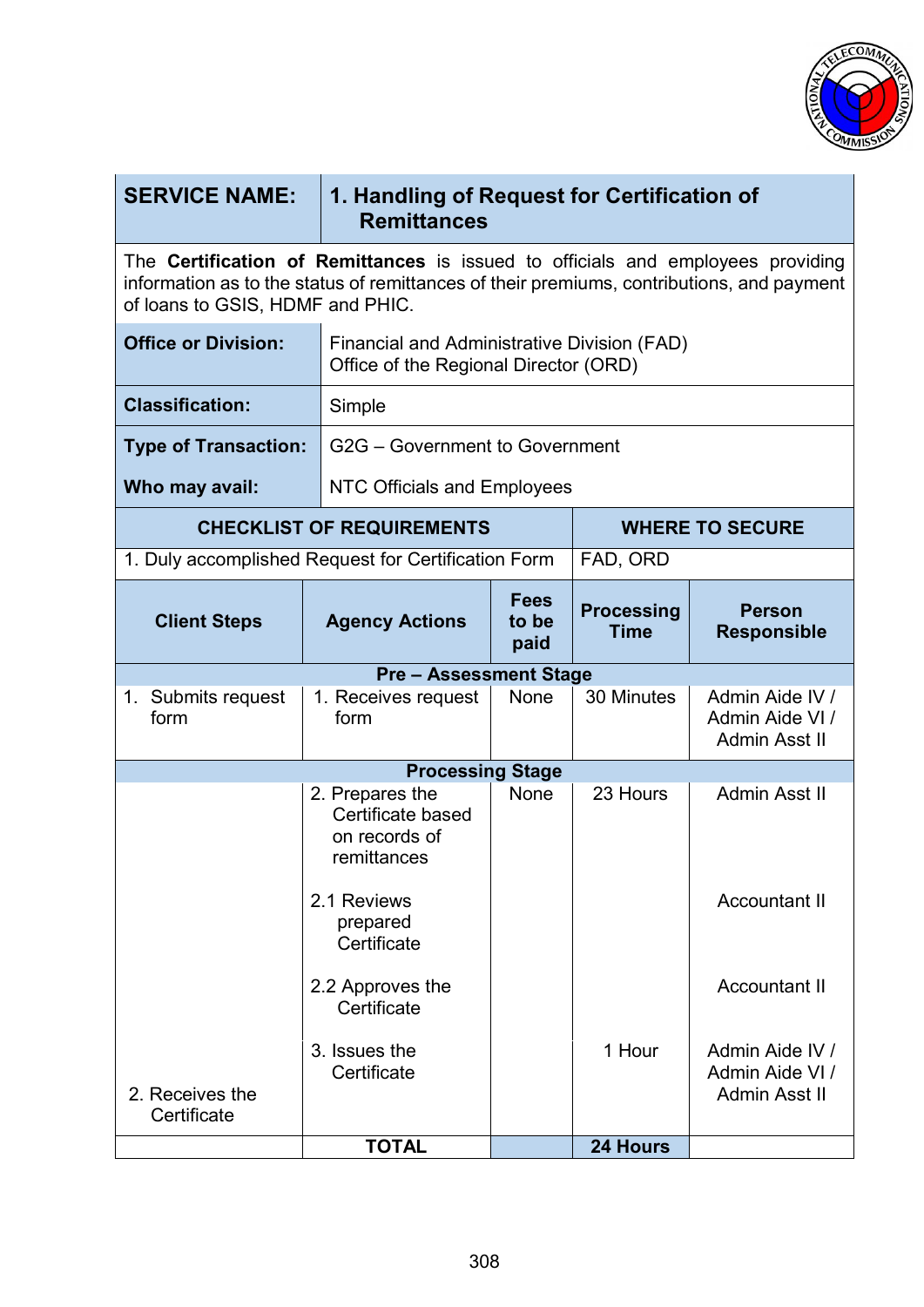| SERVICE NAME: | 1. Handling of Request for Certification of Remittances |
|---|---|
| The **Certification of Remittances** is issued to officials and employees providing information as to the status of remittances of their premiums, contributions, and payment of loans to GSIS, HDMF and PHIC. | |
| **Office or Division:** | Financial and Administrative Division (FAD)<br>Office of the Regional Director (ORD) |
| **Classification:** | Simple |
| **Type of Transaction:** | G2G – Government to Government |
| **Who may avail:** | NTC Officials and Employees |

| CHECKLIST OF REQUIREMENTS | WHERE TO SECURE |
|---|---|
| 1. Duly accomplished Request for Certification Form | FAD, ORD |

| Client Steps | Agency Actions | Fees to be paid | Processing Time | Person Responsible |
|---|---|---|---|---|
| **Pre – Assessment Stage** | | | | |
| 1. Submits request form | 1. Receives request form | None | 30 Minutes | Admin Aide IV / Admin Aide VI / Admin Asst II |
| **Processing Stage** | | | | |
| | 2. Prepares the Certificate based on records of remittances | None | 23 Hours | Admin Asst II |
| | 2.1 Reviews prepared Certificate | | | Accountant II |
| | 2.2 Approves the Certificate | | | Accountant II |
| 2. Receives the Certificate | 3. Issues the Certificate | | 1 Hour | Admin Aide IV / Admin Aide VI / Admin Asst II |
| | **TOTAL** | | **24 Hours** | |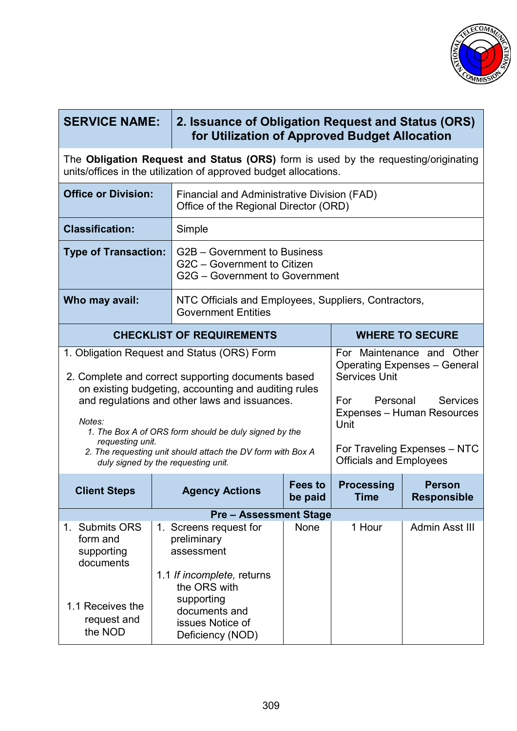| SERVICE NAME: | 2. Issuance of Obligation Request and Status (ORS) for Utilization of Approved Budget Allocation |
|---|---|
| The **Obligation Request and Status (ORS)** form is used by the requesting/originating units/offices in the utilization of approved budget allocations. | |
| **Office or Division:** | Financial and Administrative Division (FAD)<br>Office of the Regional Director (ORD) |
| **Classification:** | Simple |
| **Type of Transaction:** | G2B – Government to Business<br>G2C – Government to Citizen<br>G2G – Government to Government |
| **Who may avail:** | NTC Officials and Employees, Suppliers, Contractors, Government Entities |

| CHECKLIST OF REQUIREMENTS | WHERE TO SECURE |
|---|---|
| 1. Obligation Request and Status (ORS) Form<br><br>2. Complete and correct supporting documents based on existing budgeting, accounting and auditing rules and regulations and other laws and issuances.<br><br>*Notes:*<br>*1. The Box A of ORS form should be duly signed by the requesting unit.*<br>*2. The requesting unit should attach the DV form with Box A duly signed by the requesting unit.* | For Maintenance and Other Operating Expenses – General Services Unit<br><br>For Personal Services Expenses – Human Resources Unit<br><br>For Traveling Expenses – NTC Officials and Employees |

| Client Steps | Agency Actions | Fees to be paid | Processing Time | Person Responsible |
|---|---|---|---|---|
| **Pre – Assessment Stage** | | | | |
| 1. Submits ORS form and supporting documents<br><br>1.1 Receives the request and the NOD | 1. Screens request for preliminary assessment<br><br>1.1 *If incomplete,* returns the ORS with supporting documents and issues Notice of Deficiency (NOD) | None | 1 Hour | Admin Asst III |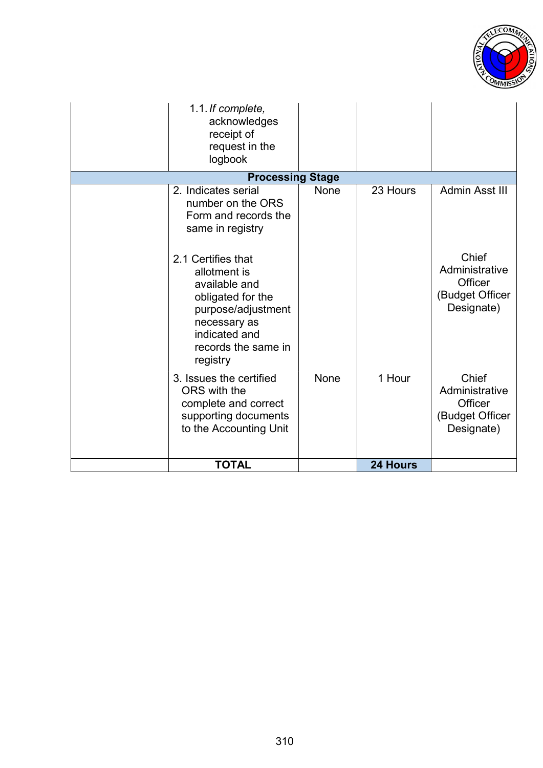| | | | | |
|---|---|---|---|---|
| | 1.1. *If complete,* acknowledges receipt of request in the logbook | | | |
| **Processing Stage** | | | | |
| | 2. Indicates serial number on the ORS Form and records the same in registry | None | 23 Hours | Admin Asst III |
| | 2.1 Certifies that allotment is available and obligated for the purpose/adjustment necessary as indicated and records the same in registry | | | Chief Administrative Officer (Budget Officer Designate) |
| | 3. Issues the certified ORS with the complete and correct supporting documents to the Accounting Unit | None | 1 Hour | Chief Administrative Officer (Budget Officer Designate) |
| | **TOTAL** | | **24 Hours** | |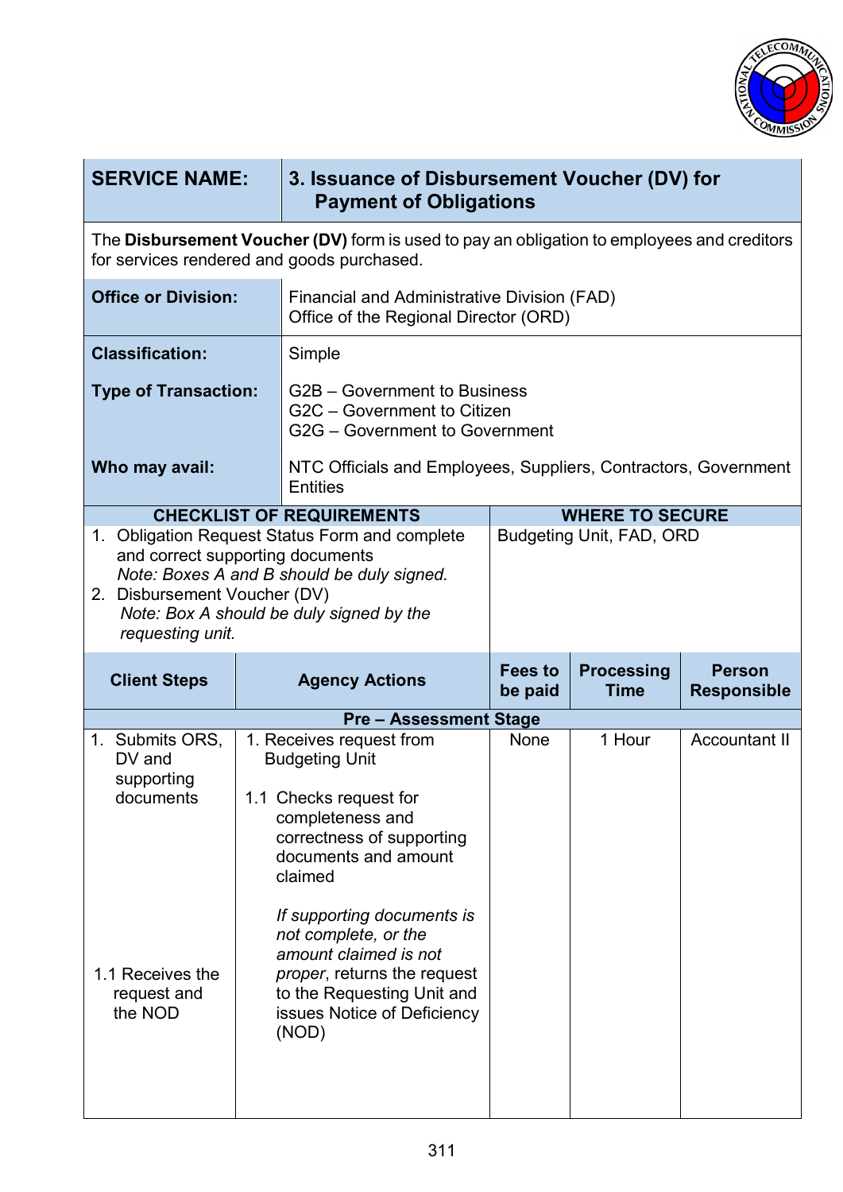| SERVICE NAME: | 3. Issuance of Disbursement Voucher (DV) for Payment of Obligations |
|---|---|
| The **Disbursement Voucher (DV)** form is used to pay an obligation to employees and creditors for services rendered and goods purchased. | |
| **Office or Division:** | Financial and Administrative Division (FAD)<br>Office of the Regional Director (ORD) |
| **Classification:** | Simple |
| **Type of Transaction:** | G2B – Government to Business<br>G2C – Government to Citizen<br>G2G – Government to Government |
| **Who may avail:** | NTC Officials and Employees, Suppliers, Contractors, Government Entities |

| CHECKLIST OF REQUIREMENTS | WHERE TO SECURE |
|---|---|
| 1. Obligation Request Status Form and complete and correct supporting documents<br>*Note: Boxes A and B should be duly signed.*<br>2. Disbursement Voucher (DV)<br>*Note: Box A should be duly signed by the requesting unit.* | Budgeting Unit, FAD, ORD |

| Client Steps | Agency Actions | Fees to be paid | Processing Time | Person Responsible |
|---|---|---|---|---|
| **Pre – Assessment Stage** | | | | |
| 1. Submits ORS, DV and supporting documents<br><br>1.1 Receives the request and the NOD | 1. Receives request from Budgeting Unit<br><br>1.1 Checks request for completeness and correctness of supporting documents and amount claimed<br><br>*If supporting documents is not complete, or the amount claimed is not proper*, returns the request to the Requesting Unit and issues Notice of Deficiency (NOD) | None | 1 Hour | Accountant II |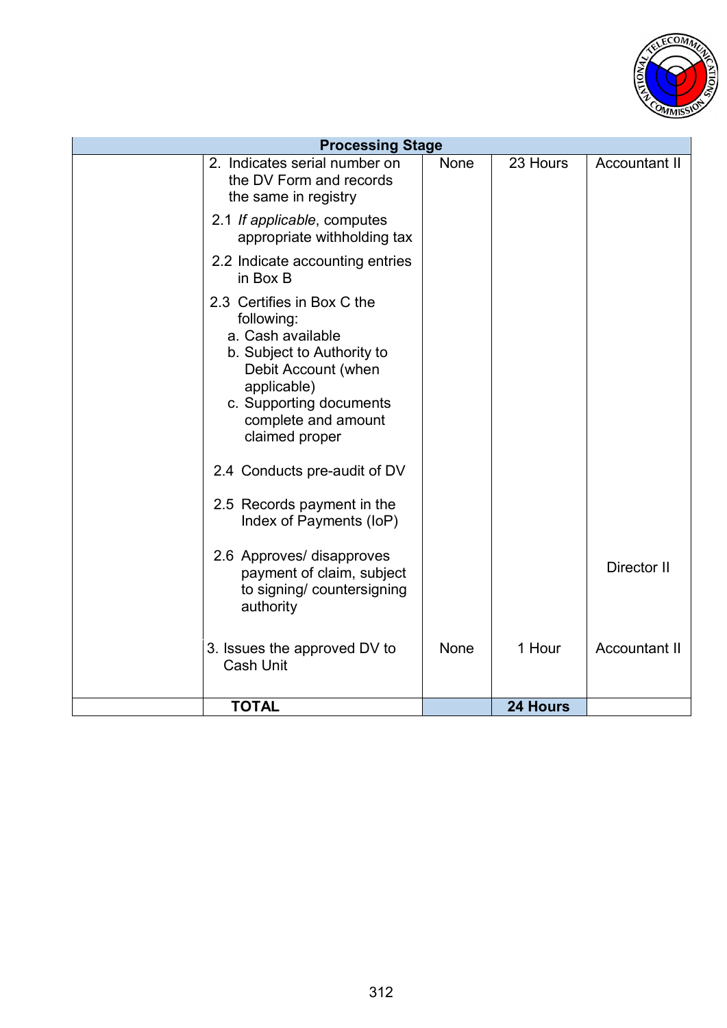| Processing Stage | | | | |
|---|---|---|---|---|
| | 2. Indicates serial number on the DV Form and records the same in registry<br><br>2.1 *If applicable*, computes appropriate withholding tax<br><br>2.2 Indicate accounting entries in Box B<br><br>2.3 Certifies in Box C the following:<br>a. Cash available<br>b. Subject to Authority to Debit Account (when applicable)<br>c. Supporting documents complete and amount claimed proper<br><br>2.4 Conducts pre-audit of DV<br><br>2.5 Records payment in the Index of Payments (IoP) | None | 23 Hours | Accountant II |
| | 2.6 Approves/ disapproves payment of claim, subject to signing/ countersigning authority | | | Director II |
| | 3. Issues the approved DV to Cash Unit | None | 1 Hour | Accountant II |
| | **TOTAL** | | **24 Hours** | |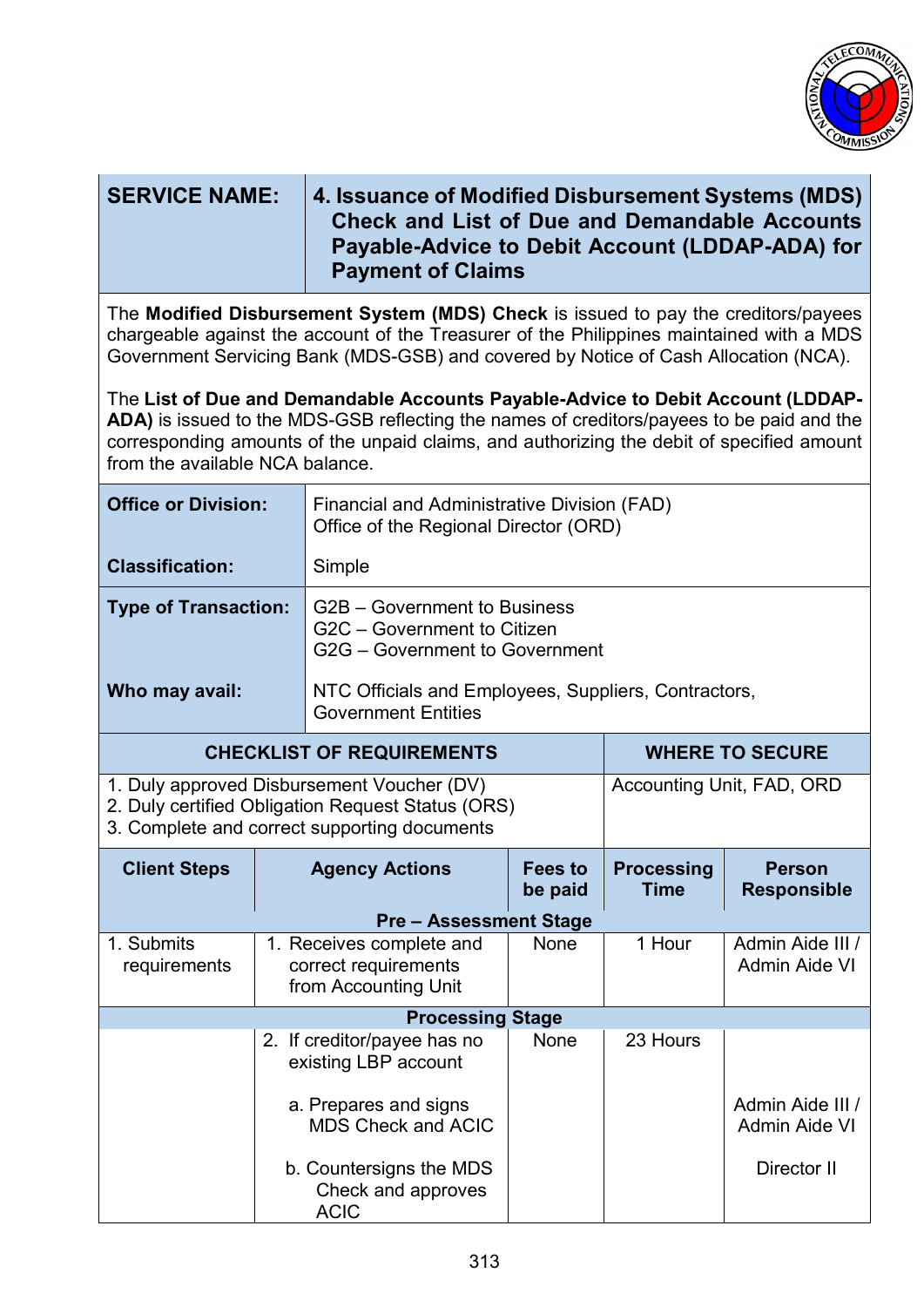| SERVICE NAME: | 4. Issuance of Modified Disbursement Systems (MDS) Check and List of Due and Demandable Accounts Payable-Advice to Debit Account (LDDAP-ADA) for Payment of Claims |
|---|---|

The **Modified Disbursement System (MDS) Check** is issued to pay the creditors/payees chargeable against the account of the Treasurer of the Philippines maintained with a MDS Government Servicing Bank (MDS-GSB) and covered by Notice of Cash Allocation (NCA).

The **List of Due and Demandable Accounts Payable-Advice to Debit Account (LDDAP-ADA)** is issued to the MDS-GSB reflecting the names of creditors/payees to be paid and the corresponding amounts of the unpaid claims, and authorizing the debit of specified amount from the available NCA balance.

| | |
|---|---|
| **Office or Division:** | Financial and Administrative Division (FAD)<br>Office of the Regional Director (ORD) |
| **Classification:** | Simple |
| **Type of Transaction:** | G2B – Government to Business<br>G2C – Government to Citizen<br>G2G – Government to Government |
| **Who may avail:** | NTC Officials and Employees, Suppliers, Contractors, Government Entities |

| CHECKLIST OF REQUIREMENTS | WHERE TO SECURE |
|---|---|
| 1. Duly approved Disbursement Voucher (DV)<br>2. Duly certified Obligation Request Status (ORS)<br>3. Complete and correct supporting documents | Accounting Unit, FAD, ORD |

| Client Steps | Agency Actions | Fees to be paid | Processing Time | Person Responsible |
|---|---|---|---|---|
| **Pre – Assessment Stage** | | | | |
| 1. Submits requirements | 1. Receives complete and correct requirements from Accounting Unit | None | 1 Hour | Admin Aide III / Admin Aide VI |
| **Processing Stage** | | | | |
| | 2. If creditor/payee has no existing LBP account<br><br>a. Prepares and signs MDS Check and ACIC<br><br>b. Countersigns the MDS Check and approves ACIC | None | 23 Hours | <br><br>Admin Aide III / Admin Aide VI<br><br>Director II |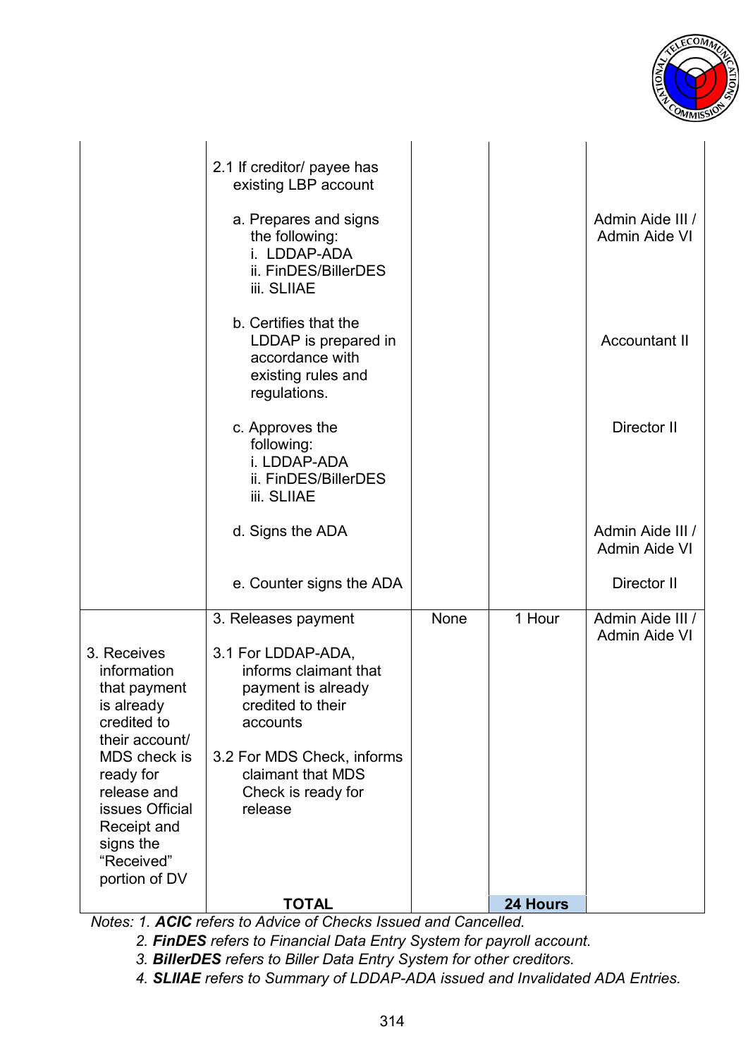| | | | | |
|---|---|---|---|---|
| | 2.1 If creditor/ payee has existing LBP account<br><br>a. Prepares and signs the following:<br>i. LDDAP-ADA<br>ii. FinDES/BillerDES<br>iii. SLIIAE<br><br>b. Certifies that the LDDAP is prepared in accordance with existing rules and regulations.<br><br>c. Approves the following:<br>i. LDDAP-ADA<br>ii. FinDES/BillerDES<br>iii. SLIIAE<br><br>d. Signs the ADA<br><br>e. Counter signs the ADA | | | <br><br>Admin Aide III / Admin Aide VI<br><br>Accountant II<br><br>Director II<br><br>Admin Aide III / Admin Aide VI<br><br>Director II |
| 3. Receives information that payment is already credited to their account/ MDS check is ready for release and issues Official Receipt and signs the "Received" portion of DV | 3. Releases payment<br><br>3.1 For LDDAP-ADA, informs claimant that payment is already credited to their accounts<br><br>3.2 For MDS Check, informs claimant that MDS Check is ready for release | None | 1 Hour | Admin Aide III / Admin Aide VI |
| | **TOTAL** | | **24 Hours** | |

*Notes: 1. **ACIC** refers to Advice of Checks Issued and Cancelled.*
*2. **FinDES** refers to Financial Data Entry System for payroll account.*
*3. **BillerDES** refers to Biller Data Entry System for other creditors.*
*4. **SLIIAE** refers to Summary of LDDAP-ADA issued and Invalidated ADA Entries.*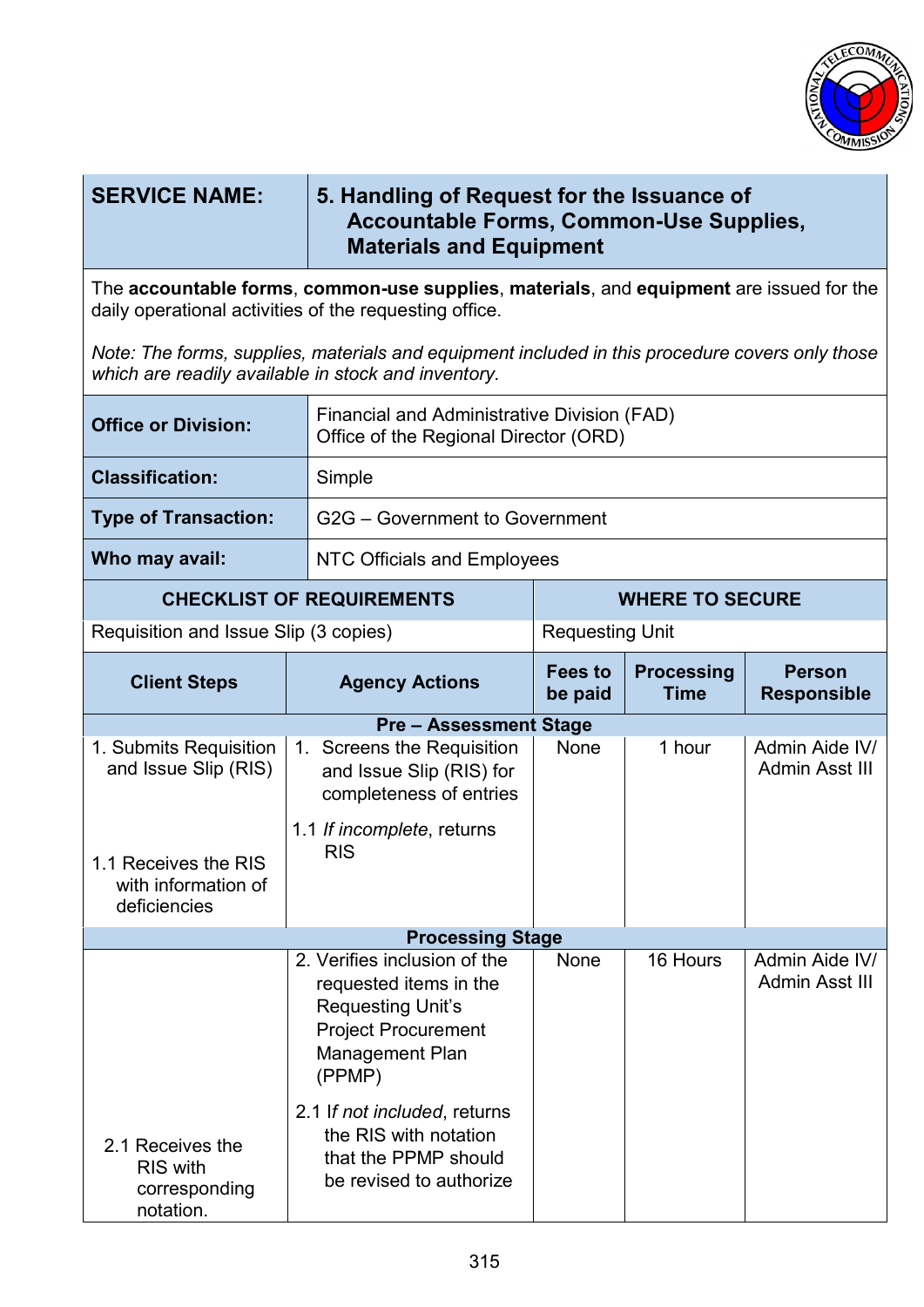| SERVICE NAME: | 5. Handling of Request for the Issuance of Accountable Forms, Common-Use Supplies, Materials and Equipment |
|---|---|

The **accountable forms**, **common-use supplies**, **materials**, and **equipment** are issued for the daily operational activities of the requesting office.

*Note: The forms, supplies, materials and equipment included in this procedure covers only those which are readily available in stock and inventory.*

| | |
|---|---|
| **Office or Division:** | Financial and Administrative Division (FAD)<br>Office of the Regional Director (ORD) |
| **Classification:** | Simple |
| **Type of Transaction:** | G2G – Government to Government |
| **Who may avail:** | NTC Officials and Employees |

| CHECKLIST OF REQUIREMENTS | WHERE TO SECURE |
|---|---|
| Requisition and Issue Slip (3 copies) | Requesting Unit |

| Client Steps | Agency Actions | Fees to be paid | Processing Time | Person Responsible |
|---|---|---|---|---|
| **Pre – Assessment Stage** | | | | |
| 1. Submits Requisition and Issue Slip (RIS)<br><br>1.1 Receives the RIS with information of deficiencies | 1. Screens the Requisition and Issue Slip (RIS) for completeness of entries<br><br>1.1 *If incomplete*, returns RIS | None | 1 hour | Admin Aide IV/ Admin Asst III |
| **Processing Stage** | | | | |
| 2.1 Receives the RIS with corresponding notation. | 2. Verifies inclusion of the requested items in the Requesting Unit's Project Procurement Management Plan (PPMP)<br><br>2.1 If *not included*, returns the RIS with notation that the PPMP should be revised to authorize | None | 16 Hours | Admin Aide IV/ Admin Asst III |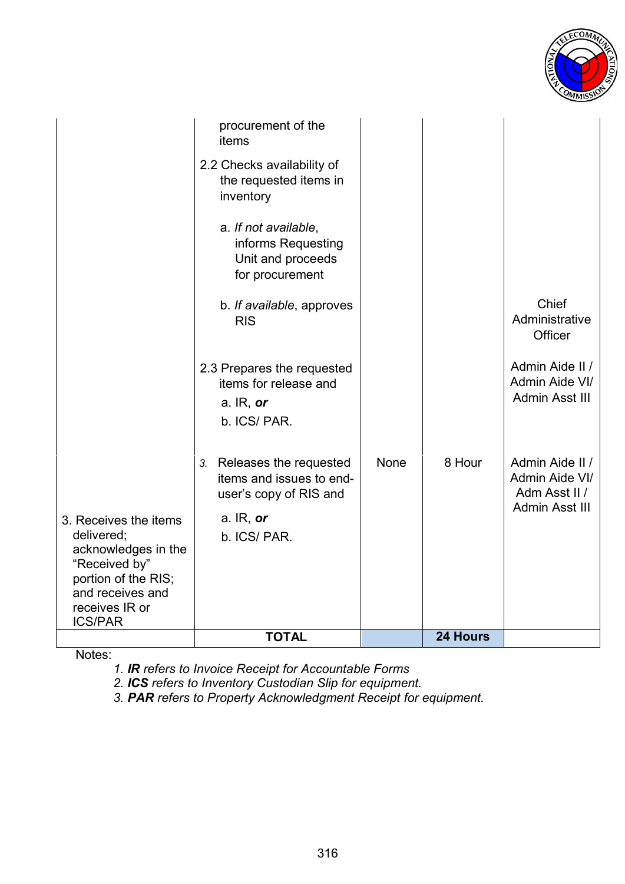| | | | | |
|---|---|---|---|---|
| | procurement of the items<br><br>2.2 Checks availability of the requested items in inventory<br><br>a. *If not available*, informs Requesting Unit and proceeds for procurement<br><br>b. *If available*, approves RIS | | | Chief Administrative Officer |
| | 2.3 Prepares the requested items for release and<br>a. IR, ***or***<br>b. ICS/ PAR. | | | Admin Aide II / Admin Aide VI/ Admin Asst III |
| 3. Receives the items delivered; acknowledges in the "Received by" portion of the RIS; and receives and receives IR or ICS/PAR | 3. Releases the requested items and issues to end-user's copy of RIS and<br>a. IR, ***or***<br>b. ICS/ PAR. | None | 8 Hour | Admin Aide II / Admin Aide VI/ Adm Asst II / Admin Asst III |
| | **TOTAL** | | **24 Hours** | |

Notes:

1. ***IR** refers to Invoice Receipt for Accountable Forms*
2. ***ICS** refers to Inventory Custodian Slip for equipment.*
3. ***PAR** refers to Property Acknowledgment Receipt for equipment.*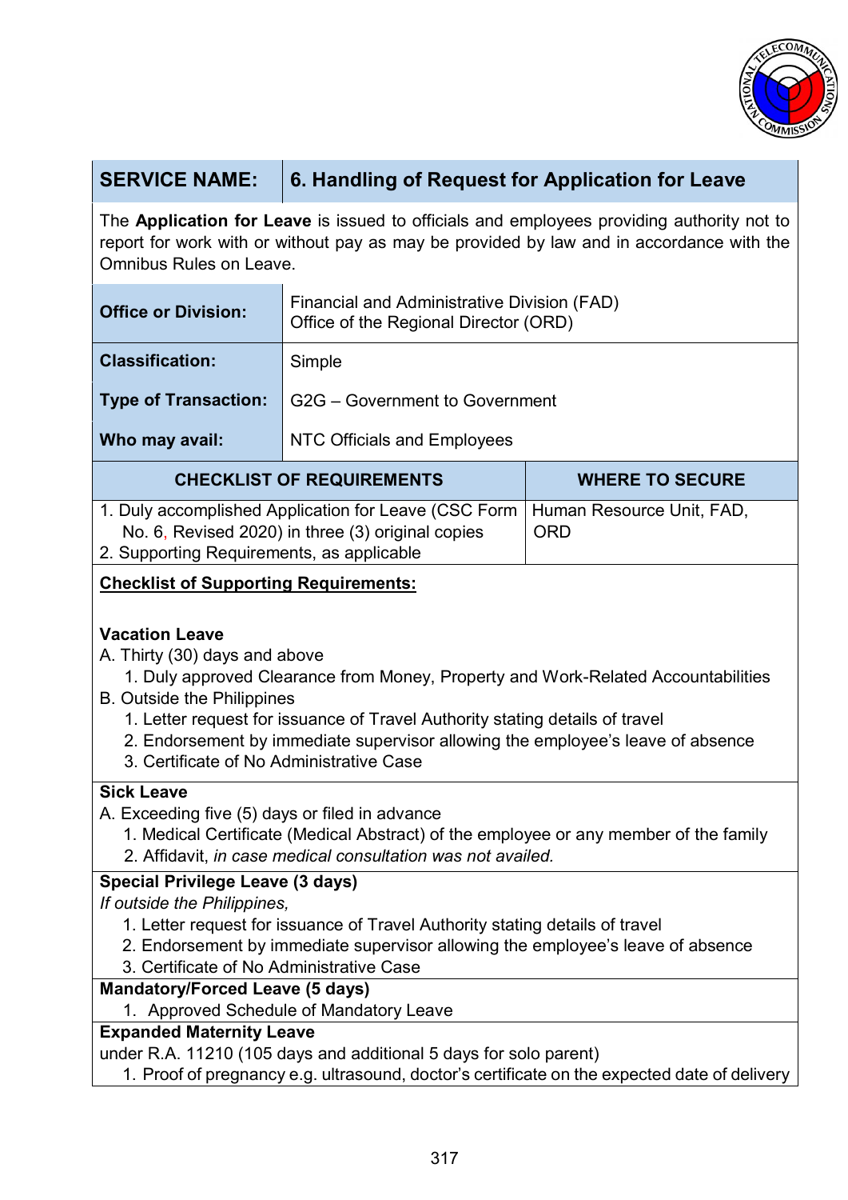| SERVICE NAME: | 6. Handling of Request for Application for Leave |
|---|---|

The **Application for Leave** is issued to officials and employees providing authority not to report for work with or without pay as may be provided by law and in accordance with the Omnibus Rules on Leave.

| | |
|---|---|
| **Office or Division:** | Financial and Administrative Division (FAD)<br>Office of the Regional Director (ORD) |
| **Classification:** | Simple |
| **Type of Transaction:** | G2G – Government to Government |
| **Who may avail:** | NTC Officials and Employees |

| CHECKLIST OF REQUIREMENTS | WHERE TO SECURE |
|---|---|
| 1. Duly accomplished Application for Leave (CSC Form No. 6, Revised 2020) in three (3) original copies<br>2. Supporting Requirements, as applicable | Human Resource Unit, FAD, ORD |

**Checklist of Supporting Requirements:**

**Vacation Leave**

A. Thirty (30) days and above
1. Duly approved Clearance from Money, Property and Work-Related Accountabilities

B. Outside the Philippines
1. Letter request for issuance of Travel Authority stating details of travel
2. Endorsement by immediate supervisor allowing the employee's leave of absence
3. Certificate of No Administrative Case

**Sick Leave**

A. Exceeding five (5) days or filed in advance
1. Medical Certificate (Medical Abstract) of the employee or any member of the family
2. Affidavit, *in case medical consultation was not availed.*

**Special Privilege Leave (3 days)**

*If outside the Philippines,*
1. Letter request for issuance of Travel Authority stating details of travel
2. Endorsement by immediate supervisor allowing the employee's leave of absence
3. Certificate of No Administrative Case

**Mandatory/Forced Leave (5 days)**
1. Approved Schedule of Mandatory Leave

**Expanded Maternity Leave**

under R.A. 11210 (105 days and additional 5 days for solo parent)
1. Proof of pregnancy e.g. ultrasound, doctor's certificate on the expected date of delivery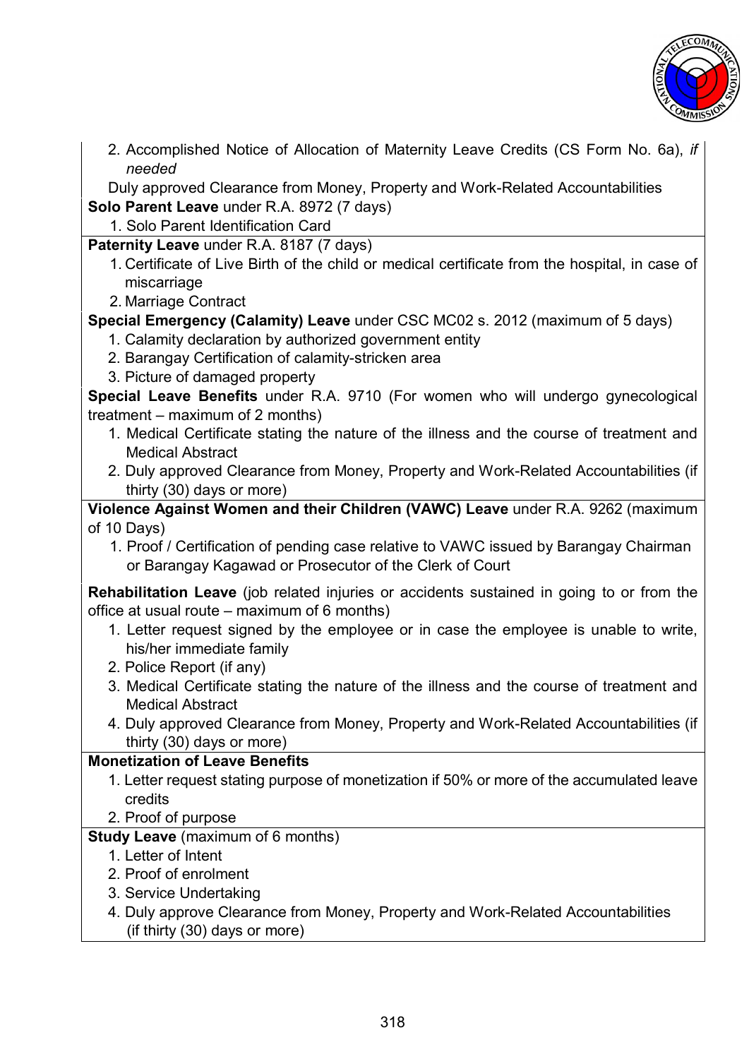2. Accomplished Notice of Allocation of Maternity Leave Credits (CS Form No. 6a), *if needed*

Duly approved Clearance from Money, Property and Work-Related Accountabilities

**Solo Parent Leave** under R.A. 8972 (7 days)

1. Solo Parent Identification Card

**Paternity Leave** under R.A. 8187 (7 days)

1. Certificate of Live Birth of the child or medical certificate from the hospital, in case of miscarriage
2. Marriage Contract

**Special Emergency (Calamity) Leave** under CSC MC02 s. 2012 (maximum of 5 days)

1. Calamity declaration by authorized government entity
2. Barangay Certification of calamity-stricken area
3. Picture of damaged property

**Special Leave Benefits** under R.A. 9710 (For women who will undergo gynecological treatment – maximum of 2 months)

1. Medical Certificate stating the nature of the illness and the course of treatment and Medical Abstract
2. Duly approved Clearance from Money, Property and Work-Related Accountabilities (if thirty (30) days or more)

**Violence Against Women and their Children (VAWC) Leave** under R.A. 9262 (maximum of 10 Days)

1. Proof / Certification of pending case relative to VAWC issued by Barangay Chairman or Barangay Kagawad or Prosecutor of the Clerk of Court

**Rehabilitation Leave** (job related injuries or accidents sustained in going to or from the office at usual route – maximum of 6 months)

1. Letter request signed by the employee or in case the employee is unable to write, his/her immediate family
2. Police Report (if any)
3. Medical Certificate stating the nature of the illness and the course of treatment and Medical Abstract
4. Duly approved Clearance from Money, Property and Work-Related Accountabilities (if thirty (30) days or more)

**Monetization of Leave Benefits**

1. Letter request stating purpose of monetization if 50% or more of the accumulated leave credits
2. Proof of purpose

**Study Leave** (maximum of 6 months)

1. Letter of Intent
2. Proof of enrolment
3. Service Undertaking
4. Duly approve Clearance from Money, Property and Work-Related Accountabilities (if thirty (30) days or more)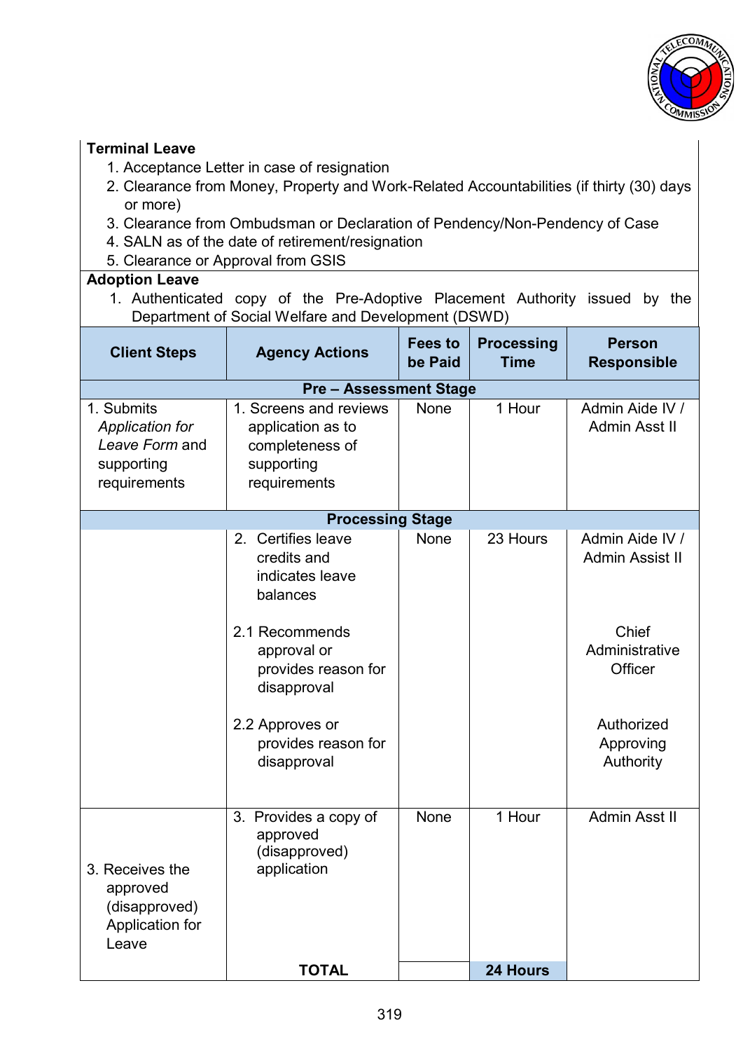**Terminal Leave**

1. Acceptance Letter in case of resignation
2. Clearance from Money, Property and Work-Related Accountabilities (if thirty (30) days or more)
3. Clearance from Ombudsman or Declaration of Pendency/Non-Pendency of Case
4. SALN as of the date of retirement/resignation
5. Clearance or Approval from GSIS

**Adoption Leave**

1. Authenticated copy of the Pre-Adoptive Placement Authority issued by the Department of Social Welfare and Development (DSWD)

| Client Steps | Agency Actions | Fees to be Paid | Processing Time | Person Responsible |
|---|---|---|---|---|
| **Pre – Assessment Stage** | | | | |
| 1. Submits *Application for Leave Form* and supporting requirements | 1. Screens and reviews application as to completeness of supporting requirements | None | 1 Hour | Admin Aide IV / Admin Asst II |
| **Processing Stage** | | | | |
| | 2. Certifies leave credits and indicates leave balances | None | 23 Hours | Admin Aide IV / Admin Assist II |
| | 2.1 Recommends approval or provides reason for disapproval | | | Chief Administrative Officer |
| | 2.2 Approves or provides reason for disapproval | | | Authorized Approving Authority |
| 3. Receives the approved (disapproved) Application for Leave | 3. Provides a copy of approved (disapproved) application | None | 1 Hour | Admin Asst II |
| | **TOTAL** | | **24 Hours** | |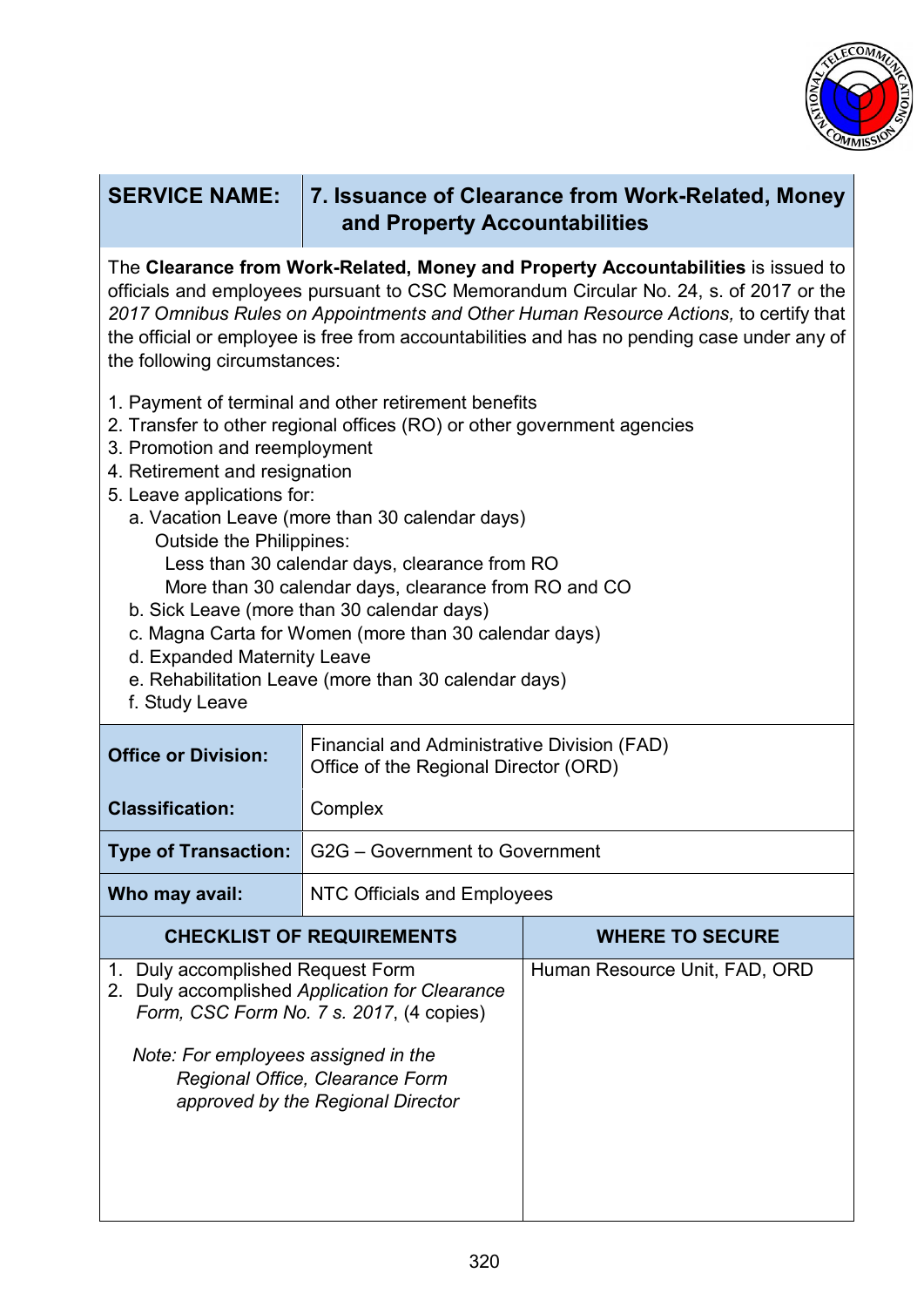| SERVICE NAME: | 7. Issuance of Clearance from Work-Related, Money and Property Accountabilities |
|---|---|

The **Clearance from Work-Related, Money and Property Accountabilities** is issued to officials and employees pursuant to CSC Memorandum Circular No. 24, s. of 2017 or the *2017 Omnibus Rules on Appointments and Other Human Resource Actions,* to certify that the official or employee is free from accountabilities and has no pending case under any of the following circumstances:

1. Payment of terminal and other retirement benefits
2. Transfer to other regional offices (RO) or other government agencies
3. Promotion and reemployment
4. Retirement and resignation
5. Leave applications for:
   - a. Vacation Leave (more than 30 calendar days)
     - Outside the Philippines:
       - Less than 30 calendar days, clearance from RO
       - More than 30 calendar days, clearance from RO and CO
   - b. Sick Leave (more than 30 calendar days)
   - c. Magna Carta for Women (more than 30 calendar days)
   - d. Expanded Maternity Leave
   - e. Rehabilitation Leave (more than 30 calendar days)
   - f. Study Leave

| | |
|---|---|
| **Office or Division:** | Financial and Administrative Division (FAD)<br>Office of the Regional Director (ORD) |
| **Classification:** | Complex |
| **Type of Transaction:** | G2G – Government to Government |
| **Who may avail:** | NTC Officials and Employees |

| CHECKLIST OF REQUIREMENTS | WHERE TO SECURE |
|---|---|
| 1. Duly accomplished Request Form<br>2. Duly accomplished *Application for Clearance Form, CSC Form No. 7 s. 2017*, (4 copies)<br><br>*Note: For employees assigned in the Regional Office, Clearance Form approved by the Regional Director* | Human Resource Unit, FAD, ORD |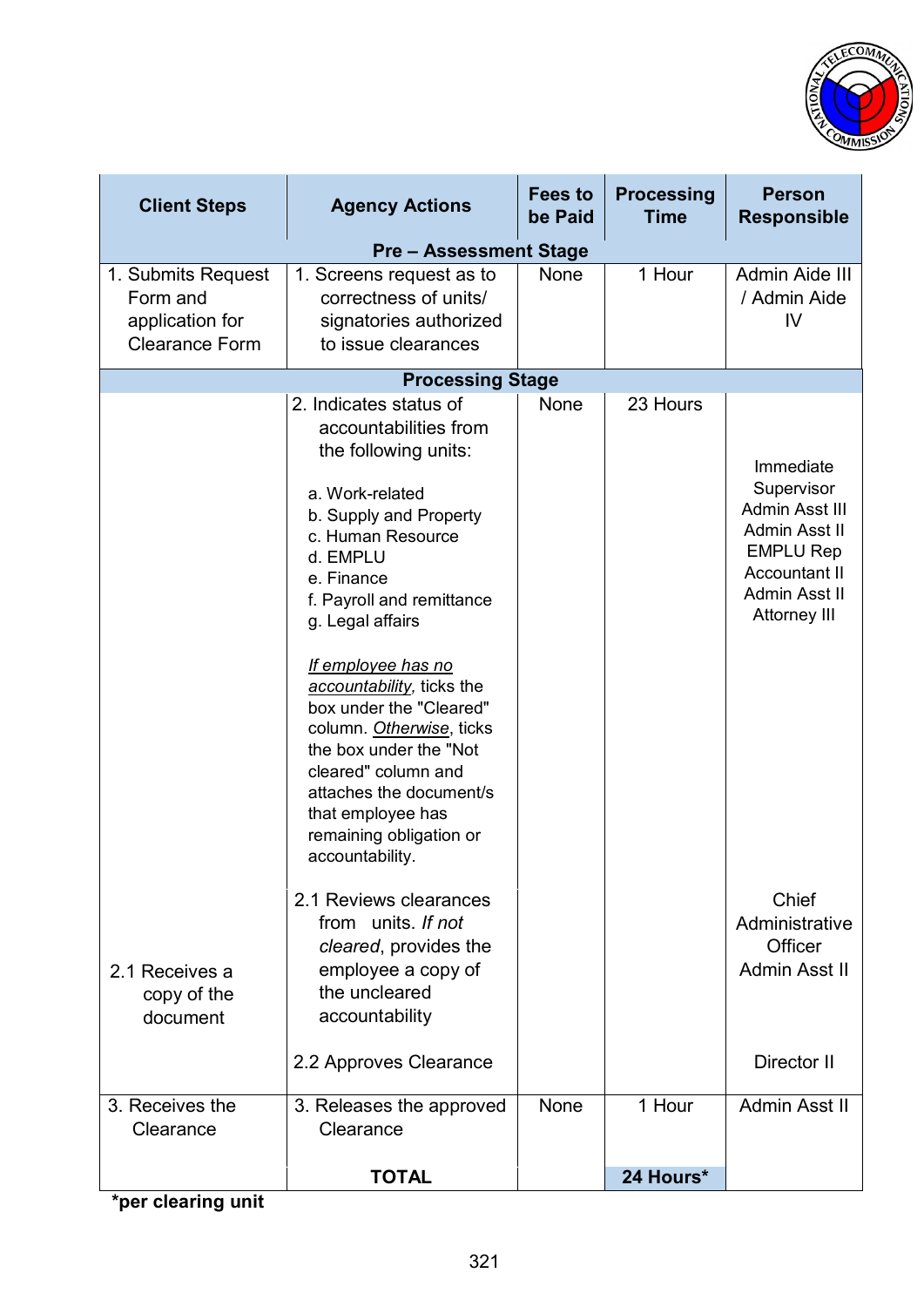| Client Steps | Agency Actions | Fees to be Paid | Processing Time | Person Responsible |
|---|---|---|---|---|
| **Pre – Assessment Stage** | | | | |
| 1. Submits Request Form and application for Clearance Form | 1. Screens request as to correctness of units/ signatories authorized to issue clearances | None | 1 Hour | Admin Aide III / Admin Aide IV |
| **Processing Stage** | | | | |
| | 2. Indicates status of accountabilities from the following units:<br><br>a. Work-related<br>b. Supply and Property<br>c. Human Resource<br>d. EMPLU<br>e. Finance<br>f. Payroll and remittance<br>g. Legal affairs<br><br>*If employee has no accountability*, ticks the box under the "Cleared" column. *Otherwise*, ticks the box under the "Not cleared" column and attaches the document/s that employee has remaining obligation or accountability. | None | 23 Hours | Immediate Supervisor<br>Admin Asst III<br>Admin Asst II<br>EMPLU Rep<br>Accountant II<br>Admin Asst II<br>Attorney III |
| 2.1 Receives a copy of the document | 2.1 Reviews clearances from units. *If not cleared*, provides the employee a copy of the uncleared accountability | | | Chief Administrative Officer<br>Admin Asst II |
| | 2.2 Approves Clearance | | | Director II |
| 3. Receives the Clearance | 3. Releases the approved Clearance | None | 1 Hour | Admin Asst II |
| | **TOTAL** | | **24 Hours*** | |

***per clearing unit**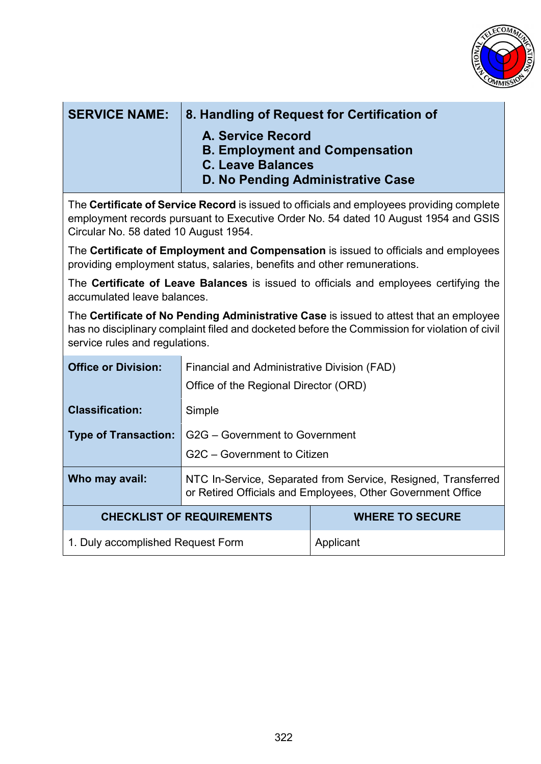| SERVICE NAME: | 8. Handling of Request for Certification of<br>A. Service Record<br>B. Employment and Compensation<br>C. Leave Balances<br>D. No Pending Administrative Case |
|---|---|

The **Certificate of Service Record** is issued to officials and employees providing complete employment records pursuant to Executive Order No. 54 dated 10 August 1954 and GSIS Circular No. 58 dated 10 August 1954.

The **Certificate of Employment and Compensation** is issued to officials and employees providing employment status, salaries, benefits and other remunerations.

The **Certificate of Leave Balances** is issued to officials and employees certifying the accumulated leave balances.

The **Certificate of No Pending Administrative Case** is issued to attest that an employee has no disciplinary complaint filed and docketed before the Commission for violation of civil service rules and regulations.

| | |
|---|---|
| **Office or Division:** | Financial and Administrative Division (FAD)<br>Office of the Regional Director (ORD) |
| **Classification:** | Simple |
| **Type of Transaction:** | G2G – Government to Government<br>G2C – Government to Citizen |
| **Who may avail:** | NTC In-Service, Separated from Service, Resigned, Transferred or Retired Officials and Employees, Other Government Office |

| CHECKLIST OF REQUIREMENTS | WHERE TO SECURE |
|---|---|
| 1. Duly accomplished Request Form | Applicant |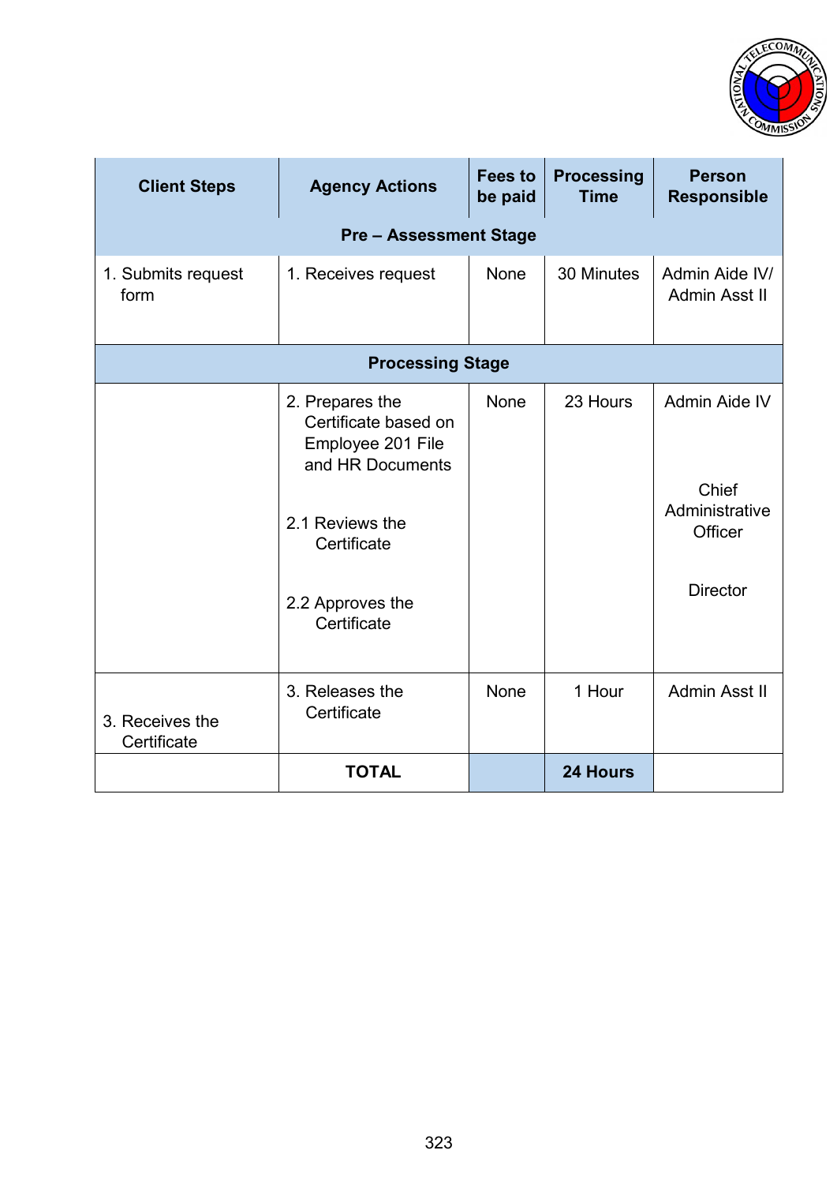| Client Steps | Agency Actions | Fees to be paid | Processing Time | Person Responsible |
|---|---|---|---|---|
| **Pre – Assessment Stage** | | | | |
| 1. Submits request form | 1. Receives request | None | 30 Minutes | Admin Aide IV/ Admin Asst II |
| **Processing Stage** | | | | |
| | 2. Prepares the Certificate based on Employee 201 File and HR Documents<br><br>2.1 Reviews the Certificate<br><br>2.2 Approves the Certificate | None | 23 Hours | Admin Aide IV<br><br>Chief Administrative Officer<br><br>Director |
| 3. Receives the Certificate | 3. Releases the Certificate | None | 1 Hour | Admin Asst II |
| | **TOTAL** | | **24 Hours** | |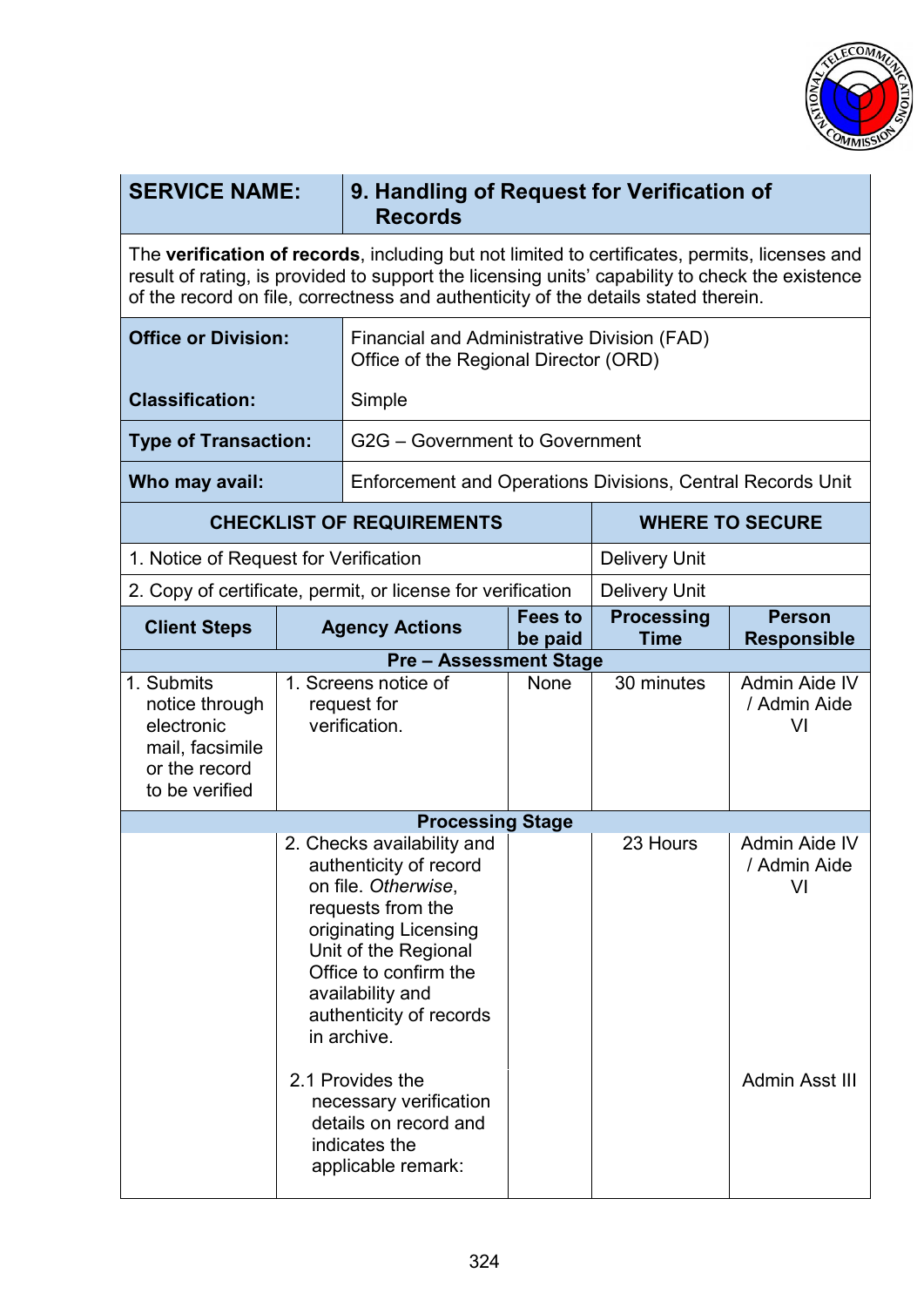| SERVICE NAME: | 9. Handling of Request for Verification of Records |
|---|---|

The **verification of records**, including but not limited to certificates, permits, licenses and result of rating, is provided to support the licensing units' capability to check the existence of the record on file, correctness and authenticity of the details stated therein.

| | |
|---|---|
| **Office or Division:** | Financial and Administrative Division (FAD)<br>Office of the Regional Director (ORD) |
| **Classification:** | Simple |
| **Type of Transaction:** | G2G – Government to Government |
| **Who may avail:** | Enforcement and Operations Divisions, Central Records Unit |

| CHECKLIST OF REQUIREMENTS | WHERE TO SECURE |
|---|---|
| 1. Notice of Request for Verification | Delivery Unit |
| 2. Copy of certificate, permit, or license for verification | Delivery Unit |

| Client Steps | Agency Actions | Fees to be paid | Processing Time | Person Responsible |
|---|---|---|---|---|
| **Pre – Assessment Stage** | | | | |
| 1. Submits notice through electronic mail, facsimile or the record to be verified | 1. Screens notice of request for verification. | None | 30 minutes | Admin Aide IV / Admin Aide VI |
| **Processing Stage** | | | | |
| | 2. Checks availability and authenticity of record on file. *Otherwise*, requests from the originating Licensing Unit of the Regional Office to confirm the availability and authenticity of records in archive. | | 23 Hours | Admin Aide IV / Admin Aide VI |
| | 2.1 Provides the necessary verification details on record and indicates the applicable remark: | | | Admin Asst III |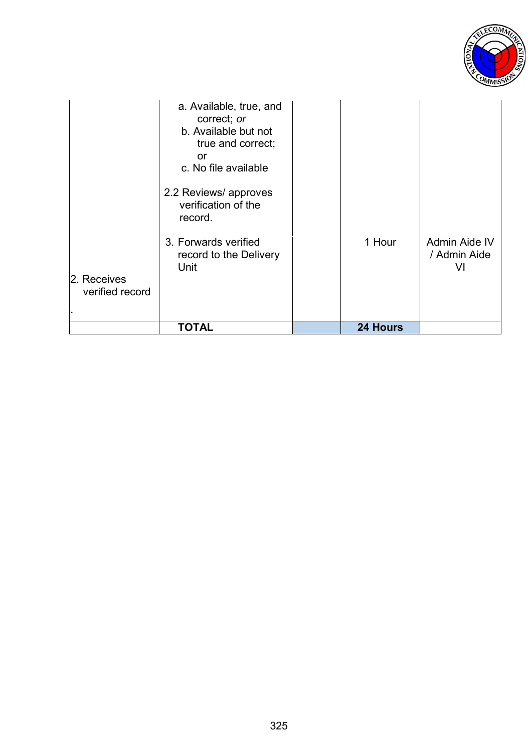| | | | | |
|---|---|---|---|---|
| 2. Receives verified record<br>. | a. Available, true, and correct; *or*<br>b. Available but not true and correct; or<br>c. No file available<br><br>2.2 Reviews/ approves verification of the record.<br><br>3. Forwards verified record to the Delivery Unit | | 1 Hour | Admin Aide IV / Admin Aide VI |
| | **TOTAL** | | **24 Hours** | |